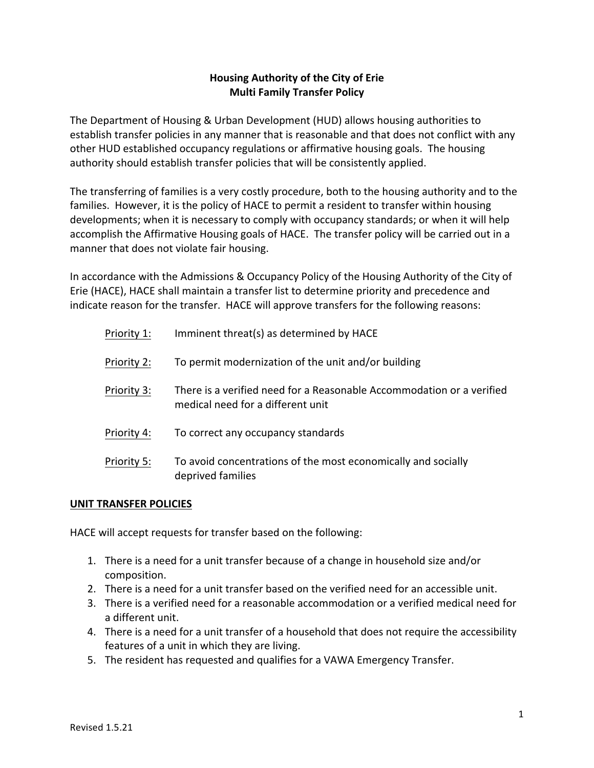# Housing Authority of the City of Erie
## Multi Family Transfer Policy

The Department of Housing & Urban Development (HUD) allows housing authorities to establish transfer policies in any manner that is reasonable and that does not conflict with any other HUD established occupancy regulations or affirmative housing goals. The housing authority should establish transfer policies that will be consistently applied.

The transferring of families is a very costly procedure, both to the housing authority and to the families. However, it is the policy of HACE to permit a resident to transfer within housing developments; when it is necessary to comply with occupancy standards; or when it will help accomplish the Affirmative Housing goals of HACE. The transfer policy will be carried out in a manner that does not violate fair housing.

In accordance with the Admissions & Occupancy Policy of the Housing Authority of the City of Erie (HACE), HACE shall maintain a transfer list to determine priority and precedence and indicate reason for the transfer. HACE will approve transfers for the following reasons:

<u>Priority 1:</u> Imminent threat(s) as determined by HACE

<u>Priority 2:</u> To permit modernization of the unit and/or building

<u>Priority 3:</u> There is a verified need for a Reasonable Accommodation or a verified medical need for a different unit

<u>Priority 4:</u> To correct any occupancy standards

<u>Priority 5:</u> To avoid concentrations of the most economically and socially deprived families

## UNIT TRANSFER POLICIES

HACE will accept requests for transfer based on the following:

1. There is a need for a unit transfer because of a change in household size and/or composition.
2. There is a need for a unit transfer based on the verified need for an accessible unit.
3. There is a verified need for a reasonable accommodation or a verified medical need for a different unit.
4. There is a need for a unit transfer of a household that does not require the accessibility features of a unit in which they are living.
5. The resident has requested and qualifies for a VAWA Emergency Transfer.

Revised 1.5.21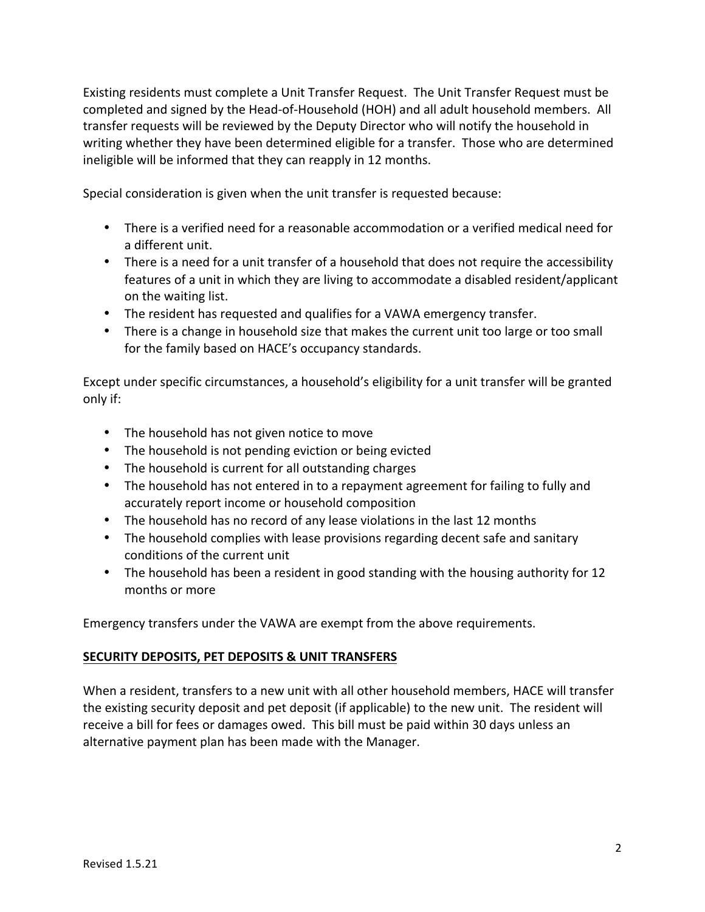Existing residents must complete a Unit Transfer Request. The Unit Transfer Request must be completed and signed by the Head-of-Household (HOH) and all adult household members. All transfer requests will be reviewed by the Deputy Director who will notify the household in writing whether they have been determined eligible for a transfer. Those who are determined ineligible will be informed that they can reapply in 12 months.

Special consideration is given when the unit transfer is requested because:

- There is a verified need for a reasonable accommodation or a verified medical need for a different unit.
- There is a need for a unit transfer of a household that does not require the accessibility features of a unit in which they are living to accommodate a disabled resident/applicant on the waiting list.
- The resident has requested and qualifies for a VAWA emergency transfer.
- There is a change in household size that makes the current unit too large or too small for the family based on HACE's occupancy standards.

Except under specific circumstances, a household's eligibility for a unit transfer will be granted only if:

- The household has not given notice to move
- The household is not pending eviction or being evicted
- The household is current for all outstanding charges
- The household has not entered in to a repayment agreement for failing to fully and accurately report income or household composition
- The household has no record of any lease violations in the last 12 months
- The household complies with lease provisions regarding decent safe and sanitary conditions of the current unit
- The household has been a resident in good standing with the housing authority for 12 months or more

Emergency transfers under the VAWA are exempt from the above requirements.

## SECURITY DEPOSITS, PET DEPOSITS & UNIT TRANSFERS

When a resident, transfers to a new unit with all other household members, HACE will transfer the existing security deposit and pet deposit (if applicable) to the new unit. The resident will receive a bill for fees or damages owed. This bill must be paid within 30 days unless an alternative payment plan has been made with the Manager.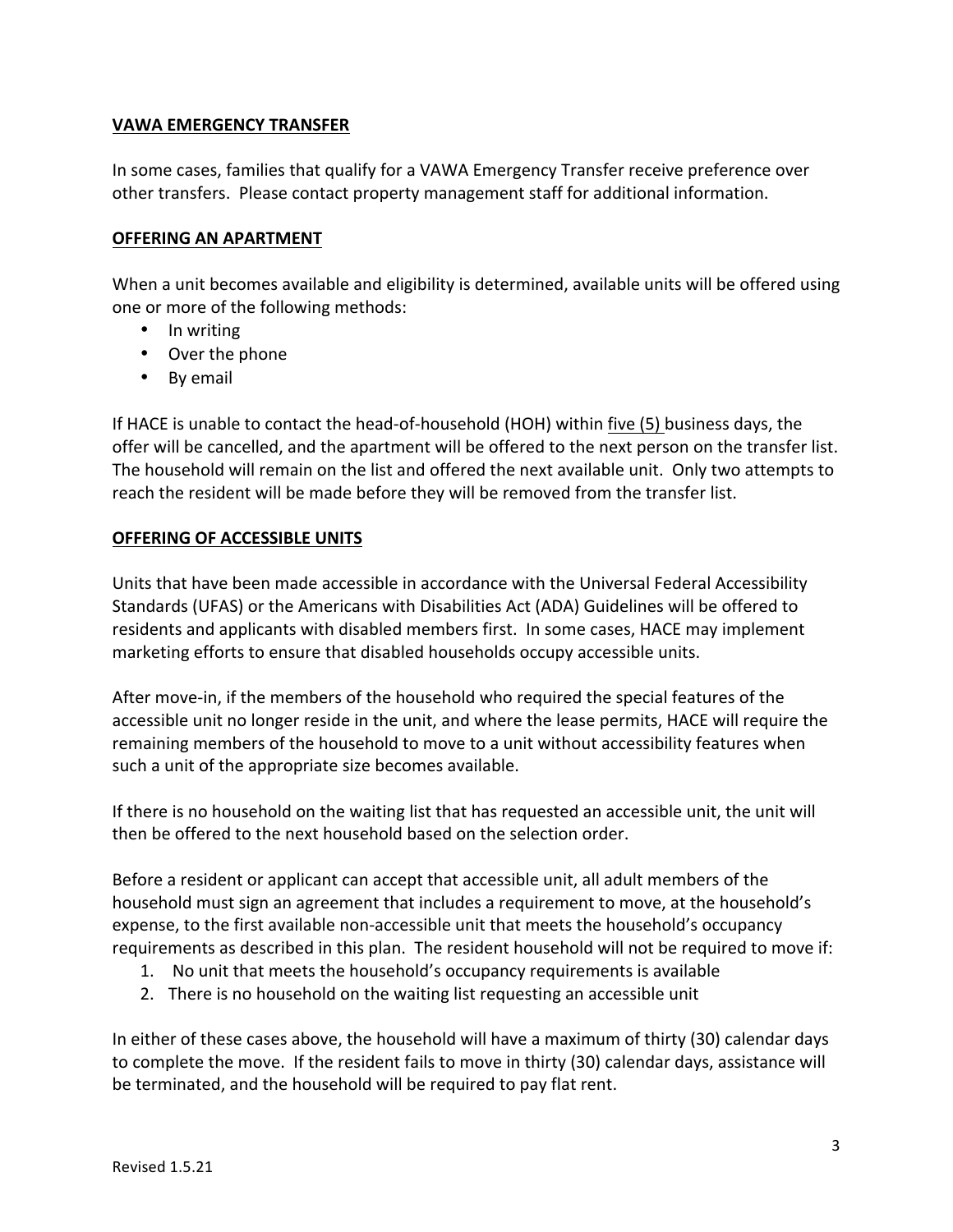## VAWA EMERGENCY TRANSFER

In some cases, families that qualify for a VAWA Emergency Transfer receive preference over other transfers. Please contact property management staff for additional information.

## OFFERING AN APARTMENT

When a unit becomes available and eligibility is determined, available units will be offered using one or more of the following methods:

- In writing
- Over the phone
- By email

If HACE is unable to contact the head-of-household (HOH) within five (5) business days, the offer will be cancelled, and the apartment will be offered to the next person on the transfer list. The household will remain on the list and offered the next available unit. Only two attempts to reach the resident will be made before they will be removed from the transfer list.

## OFFERING OF ACCESSIBLE UNITS

Units that have been made accessible in accordance with the Universal Federal Accessibility Standards (UFAS) or the Americans with Disabilities Act (ADA) Guidelines will be offered to residents and applicants with disabled members first. In some cases, HACE may implement marketing efforts to ensure that disabled households occupy accessible units.

After move-in, if the members of the household who required the special features of the accessible unit no longer reside in the unit, and where the lease permits, HACE will require the remaining members of the household to move to a unit without accessibility features when such a unit of the appropriate size becomes available.

If there is no household on the waiting list that has requested an accessible unit, the unit will then be offered to the next household based on the selection order.

Before a resident or applicant can accept that accessible unit, all adult members of the household must sign an agreement that includes a requirement to move, at the household's expense, to the first available non-accessible unit that meets the household's occupancy requirements as described in this plan. The resident household will not be required to move if:

1. No unit that meets the household's occupancy requirements is available
2. There is no household on the waiting list requesting an accessible unit

In either of these cases above, the household will have a maximum of thirty (30) calendar days to complete the move. If the resident fails to move in thirty (30) calendar days, assistance will be terminated, and the household will be required to pay flat rent.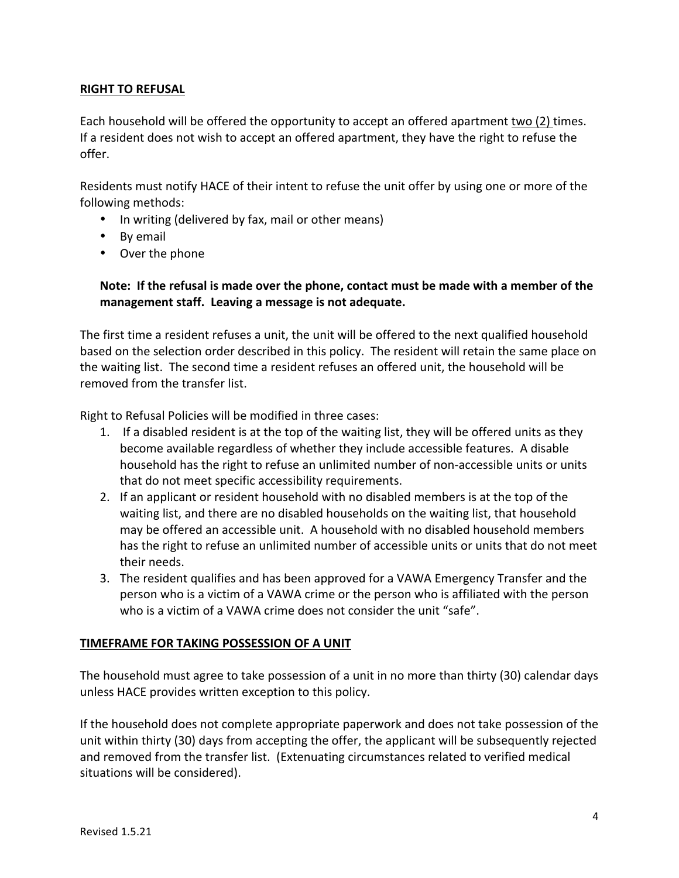## RIGHT TO REFUSAL

Each household will be offered the opportunity to accept an offered apartment two (2) times. If a resident does not wish to accept an offered apartment, they have the right to refuse the offer.

Residents must notify HACE of their intent to refuse the unit offer by using one or more of the following methods:

- In writing (delivered by fax, mail or other means)
- By email
- Over the phone

**Note: If the refusal is made over the phone, contact must be made with a member of the management staff. Leaving a message is not adequate.**

The first time a resident refuses a unit, the unit will be offered to the next qualified household based on the selection order described in this policy. The resident will retain the same place on the waiting list. The second time a resident refuses an offered unit, the household will be removed from the transfer list.

Right to Refusal Policies will be modified in three cases:

1. If a disabled resident is at the top of the waiting list, they will be offered units as they become available regardless of whether they include accessible features. A disable household has the right to refuse an unlimited number of non-accessible units or units that do not meet specific accessibility requirements.
2. If an applicant or resident household with no disabled members is at the top of the waiting list, and there are no disabled households on the waiting list, that household may be offered an accessible unit. A household with no disabled household members has the right to refuse an unlimited number of accessible units or units that do not meet their needs.
3. The resident qualifies and has been approved for a VAWA Emergency Transfer and the person who is a victim of a VAWA crime or the person who is affiliated with the person who is a victim of a VAWA crime does not consider the unit "safe".

## TIMEFRAME FOR TAKING POSSESSION OF A UNIT

The household must agree to take possession of a unit in no more than thirty (30) calendar days unless HACE provides written exception to this policy.

If the household does not complete appropriate paperwork and does not take possession of the unit within thirty (30) days from accepting the offer, the applicant will be subsequently rejected and removed from the transfer list. (Extenuating circumstances related to verified medical situations will be considered).

Revised 1.5.21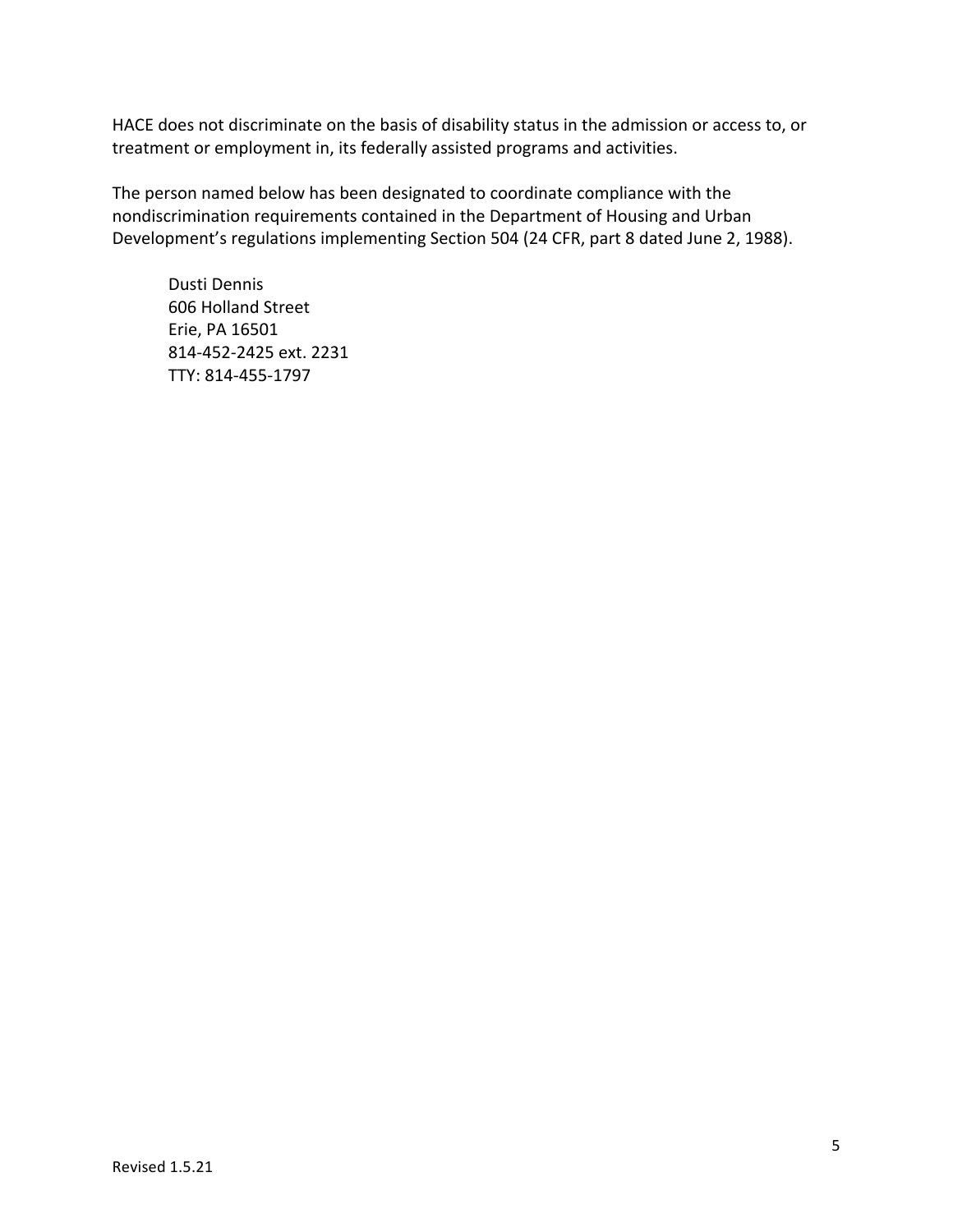HACE does not discriminate on the basis of disability status in the admission or access to, or treatment or employment in, its federally assisted programs and activities.

The person named below has been designated to coordinate compliance with the nondiscrimination requirements contained in the Department of Housing and Urban Development's regulations implementing Section 504 (24 CFR, part 8 dated June 2, 1988).

Dusti Dennis
606 Holland Street
Erie, PA 16501
814-452-2425 ext. 2231
TTY: 814-455-1797

Revised 1.5.21